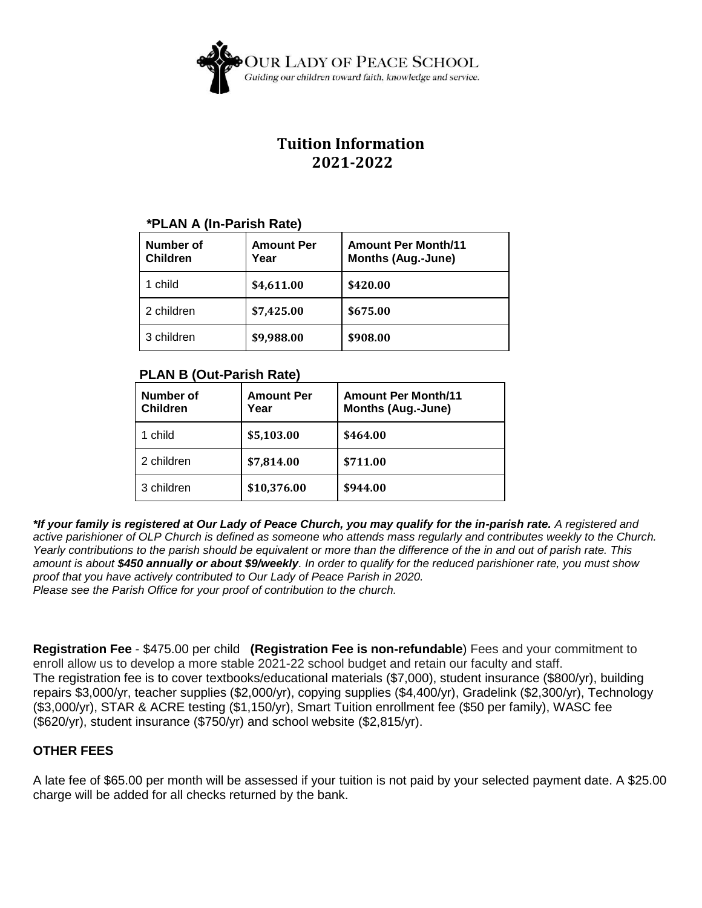OUR LADY OF PEACE SCHOOL

Guiding our children toward faith, knowledge and service.

# Tuition Information
# 2021-2022

**\*PLAN A (In-Parish Rate)**

| Number of Children | Amount Per Year | Amount Per Month/11 Months (Aug.-June) |
|---|---|---|
| 1 child | **$4,611.00** | **$420.00** |
| 2 children | **$7,425.00** | **$675.00** |
| 3 children | **$9,988.00** | **$908.00** |

**PLAN B (Out-Parish Rate)**

| Number of Children | Amount Per Year | Amount Per Month/11 Months (Aug.-June) |
|---|---|---|
| 1 child | **$5,103.00** | **$464.00** |
| 2 children | **$7,814.00** | **$711.00** |
| 3 children | **$10,376.00** | **$944.00** |

***\*If your family is registered at Our Lady of Peace Church, you may qualify for the in-parish rate.*** *A registered and active parishioner of OLP Church is defined as someone who attends mass regularly and contributes weekly to the Church. Yearly contributions to the parish should be equivalent or more than the difference of the in and out of parish rate. This amount is about **$450 annually or about $9/weekly**. In order to qualify for the reduced parishioner rate, you must show proof that you have actively contributed to Our Lady of Peace Parish in 2020.*
*Please see the Parish Office for your proof of contribution to the church.*

**Registration Fee** - $475.00 per child **(Registration Fee is non-refundable**) Fees and your commitment to enroll allow us to develop a more stable 2021-22 school budget and retain our faculty and staff.
The registration fee is to cover textbooks/educational materials ($7,000), student insurance ($800/yr), building repairs $3,000/yr, teacher supplies ($2,000/yr), copying supplies ($4,400/yr), Gradelink ($2,300/yr), Technology ($3,000/yr), STAR & ACRE testing ($1,150/yr), Smart Tuition enrollment fee ($50 per family), WASC fee ($620/yr), student insurance ($750/yr) and school website ($2,815/yr).

**OTHER FEES**

A late fee of $65.00 per month will be assessed if your tuition is not paid by your selected payment date. A $25.00 charge will be added for all checks returned by the bank.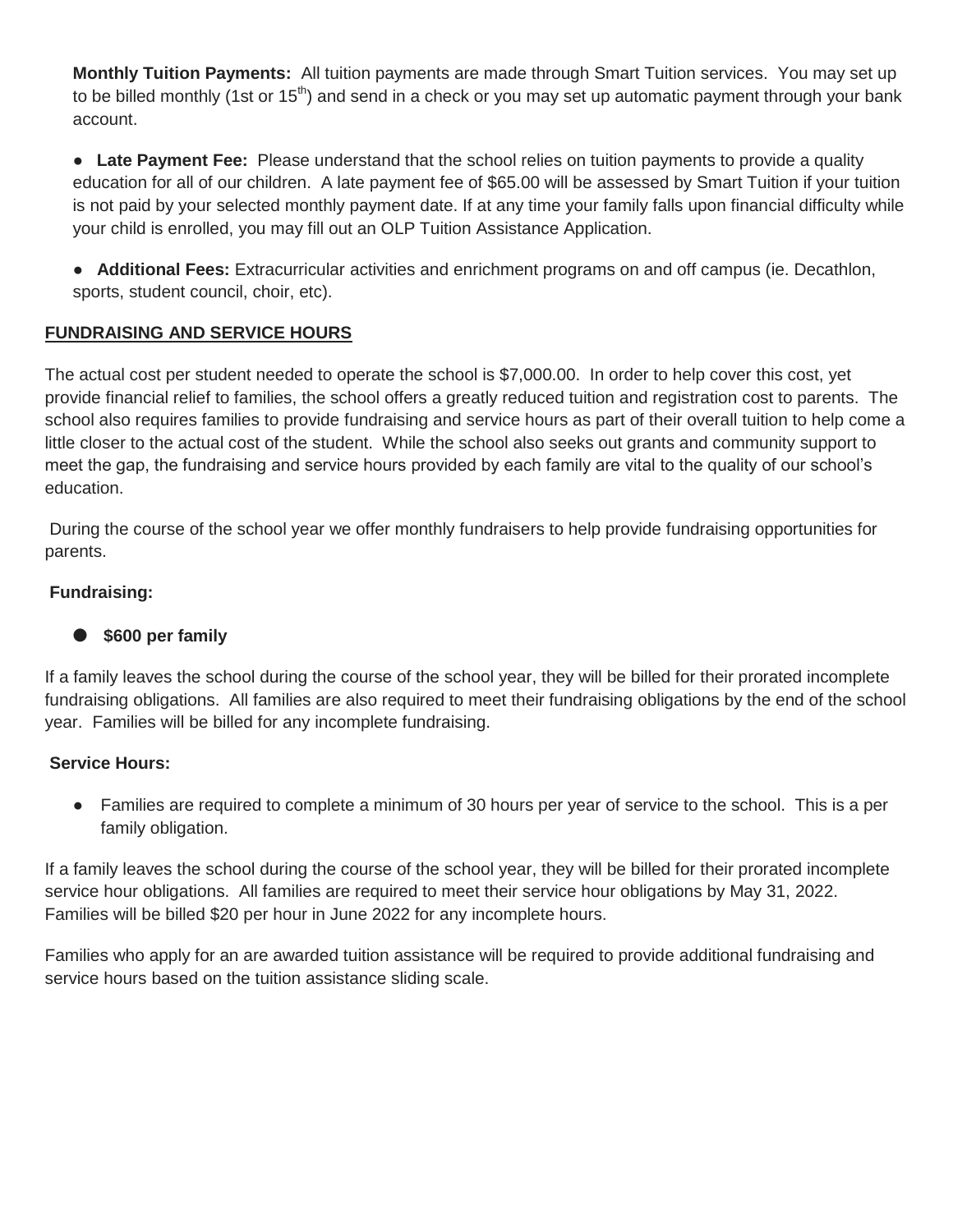**Monthly Tuition Payments:** All tuition payments are made through Smart Tuition services. You may set up to be billed monthly (1st or 15th) and send in a check or you may set up automatic payment through your bank account.

- **Late Payment Fee:** Please understand that the school relies on tuition payments to provide a quality education for all of our children. A late payment fee of $65.00 will be assessed by Smart Tuition if your tuition is not paid by your selected monthly payment date. If at any time your family falls upon financial difficulty while your child is enrolled, you may fill out an OLP Tuition Assistance Application.

- **Additional Fees:** Extracurricular activities and enrichment programs on and off campus (ie. Decathlon, sports, student council, choir, etc).

## FUNDRAISING AND SERVICE HOURS

The actual cost per student needed to operate the school is $7,000.00. In order to help cover this cost, yet provide financial relief to families, the school offers a greatly reduced tuition and registration cost to parents. The school also requires families to provide fundraising and service hours as part of their overall tuition to help come a little closer to the actual cost of the student. While the school also seeks out grants and community support to meet the gap, the fundraising and service hours provided by each family are vital to the quality of our school's education.

During the course of the school year we offer monthly fundraisers to help provide fundraising opportunities for parents.

**Fundraising:**

- **$600 per family**

If a family leaves the school during the course of the school year, they will be billed for their prorated incomplete fundraising obligations. All families are also required to meet their fundraising obligations by the end of the school year. Families will be billed for any incomplete fundraising.

**Service Hours:**

- Families are required to complete a minimum of 30 hours per year of service to the school. This is a per family obligation.

If a family leaves the school during the course of the school year, they will be billed for their prorated incomplete service hour obligations. All families are required to meet their service hour obligations by May 31, 2022. Families will be billed $20 per hour in June 2022 for any incomplete hours.

Families who apply for an are awarded tuition assistance will be required to provide additional fundraising and service hours based on the tuition assistance sliding scale.